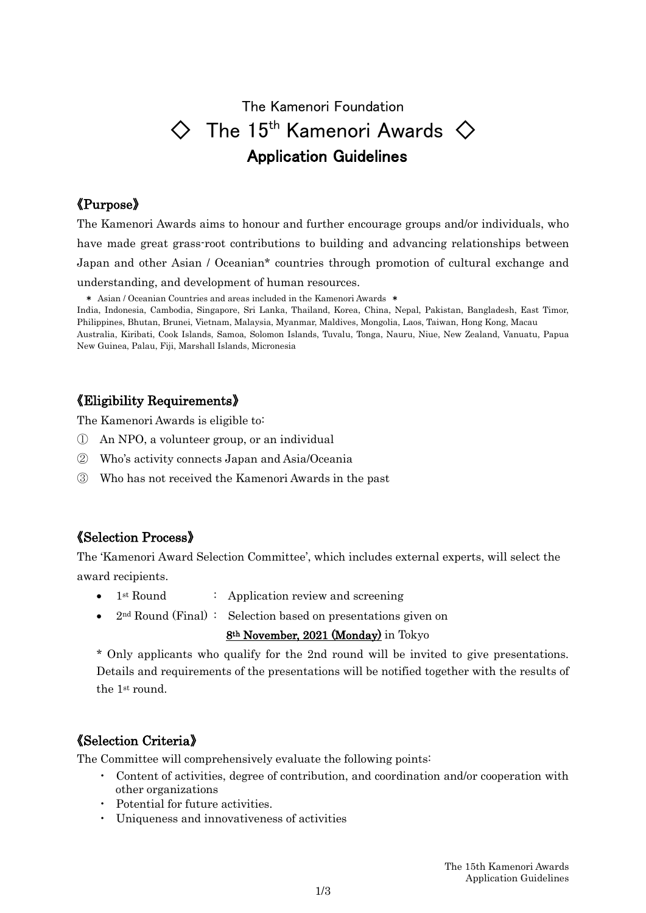The Kamenori Foundation

# ◇ The 15th Kamenori Awards ◇

## Application Guidelines

### 《Purpose》

The Kamenori Awards aims to honour and further encourage groups and/or individuals, who have made great grass-root contributions to building and advancing relationships between Japan and other Asian / Oceanian* countries through promotion of cultural exchange and understanding, and development of human resources.

＊ Asian / Oceanian Countries and areas included in the Kamenori Awards ＊

India, Indonesia, Cambodia, Singapore, Sri Lanka, Thailand, Korea, China, Nepal, Pakistan, Bangladesh, East Timor, Philippines, Bhutan, Brunei, Vietnam, Malaysia, Myanmar, Maldives, Mongolia, Laos, Taiwan, Hong Kong, Macau Australia, Kiribati, Cook Islands, Samoa, Solomon Islands, Tuvalu, Tonga, Nauru, Niue, New Zealand, Vanuatu, Papua New Guinea, Palau, Fiji, Marshall Islands, Micronesia

### 《Eligibility Requirements》

The Kamenori Awards is eligible to:

① An NPO, a volunteer group, or an individual

② Who's activity connects Japan and Asia/Oceania

③ Who has not received the Kamenori Awards in the past

### 《Selection Process》

The 'Kamenori Award Selection Committee', which includes external experts, will select the award recipients.

- 1st Round : Application review and screening
- 2nd Round (Final) : Selection based on presentations given on **8th November, 2021 (Monday)** in Tokyo

\* Only applicants who qualify for the 2nd round will be invited to give presentations. Details and requirements of the presentations will be notified together with the results of the 1st round.

### 《Selection Criteria》

The Committee will comprehensively evaluate the following points:

- Content of activities, degree of contribution, and coordination and/or cooperation with other organizations
- Potential for future activities.
- Uniqueness and innovativeness of activities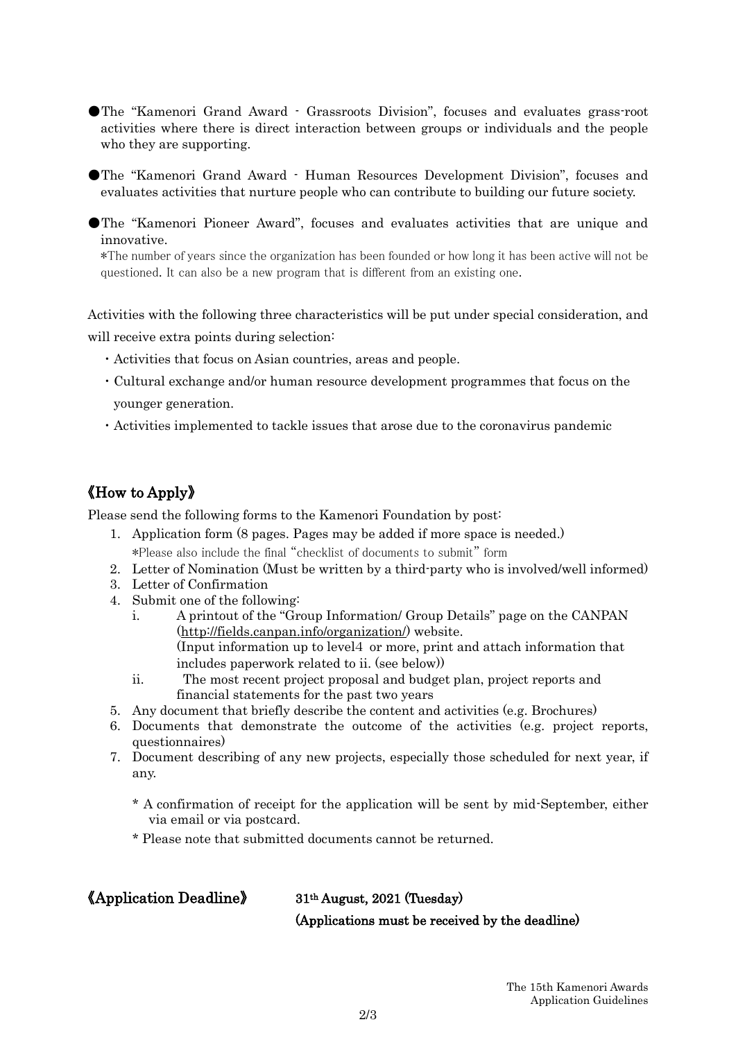- ●The "Kamenori Grand Award - Grassroots Division", focuses and evaluates grass-root activities where there is direct interaction between groups or individuals and the people who they are supporting.

- ●The "Kamenori Grand Award - Human Resources Development Division", focuses and evaluates activities that nurture people who can contribute to building our future society.

- ●The "Kamenori Pioneer Award", focuses and evaluates activities that are unique and innovative.
  *The number of years since the organization has been founded or how long it has been active will not be questioned. It can also be a new program that is different from an existing one.

Activities with the following three characteristics will be put under special consideration, and will receive extra points during selection:

- ・Activities that focus on Asian countries, areas and people.
- ・Cultural exchange and/or human resource development programmes that focus on the younger generation.
- ・Activities implemented to tackle issues that arose due to the coronavirus pandemic

## 《How to Apply》

Please send the following forms to the Kamenori Foundation by post:

1. Application form (8 pages. Pages may be added if more space is needed.)
   *Please also include the final "checklist of documents to submit" form
2. Letter of Nomination (Must be written by a third-party who is involved/well informed)
3. Letter of Confirmation
4. Submit one of the following:
   i. A printout of the "Group Information/ Group Details" page on the CANPAN (http://fields.canpan.info/organization/) website.
      (Input information up to level4 or more, print and attach information that includes paperwork related to ii. (see below))
   ii. The most recent project proposal and budget plan, project reports and financial statements for the past two years
5. Any document that briefly describe the content and activities (e.g. Brochures)
6. Documents that demonstrate the outcome of the activities (e.g. project reports, questionnaires)
7. Document describing of any new projects, especially those scheduled for next year, if any.

   * A confirmation of receipt for the application will be sent by mid-September, either via email or via postcard.

   * Please note that submitted documents cannot be returned.

## 《Application Deadline》 31th August, 2021 (Tuesday)

**(Applications must be received by the deadline)**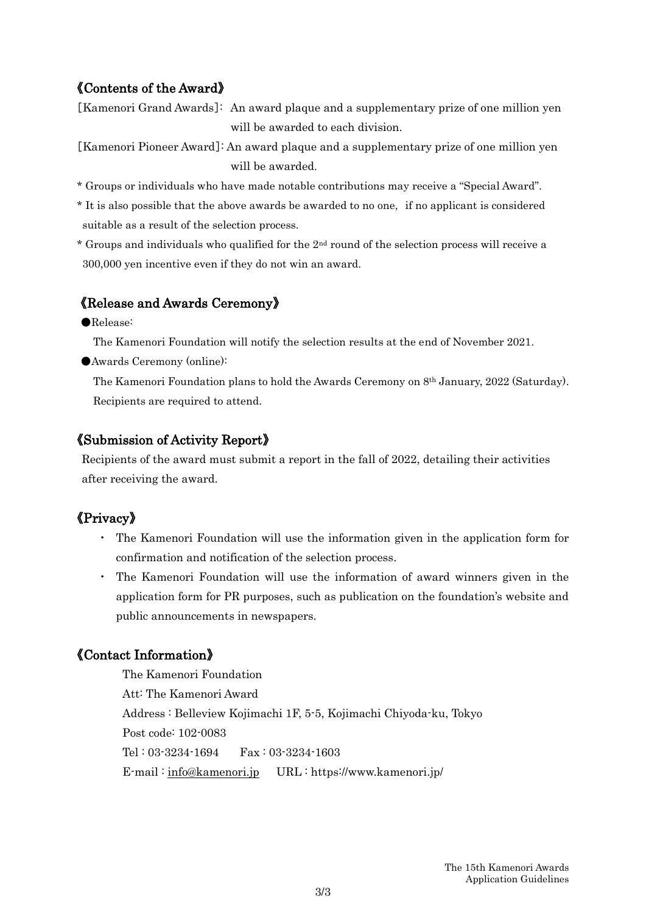## 《Contents of the Award》

[Kamenori Grand Awards]: An award plaque and a supplementary prize of one million yen will be awarded to each division.

[Kamenori Pioneer Award]: An award plaque and a supplementary prize of one million yen will be awarded.

\* Groups or individuals who have made notable contributions may receive a "Special Award".

\* It is also possible that the above awards be awarded to no one, if no applicant is considered suitable as a result of the selection process.

\* Groups and individuals who qualified for the 2nd round of the selection process will receive a 300,000 yen incentive even if they do not win an award.

## 《Release and Awards Ceremony》

●Release:

The Kamenori Foundation will notify the selection results at the end of November 2021.

●Awards Ceremony (online):

The Kamenori Foundation plans to hold the Awards Ceremony on 8th January, 2022 (Saturday). Recipients are required to attend.

## 《Submission of Activity Report》

Recipients of the award must submit a report in the fall of 2022, detailing their activities after receiving the award.

## 《Privacy》

- The Kamenori Foundation will use the information given in the application form for confirmation and notification of the selection process.
- The Kamenori Foundation will use the information of award winners given in the application form for PR purposes, such as publication on the foundation's website and public announcements in newspapers.

## 《Contact Information》

The Kamenori Foundation

Att: The Kamenori Award

Address : Belleview Kojimachi 1F, 5-5, Kojimachi Chiyoda-ku, Tokyo

Post code: 102-0083

Tel : 03-3234-1694　　Fax : 03-3234-1603

E-mail : info@kamenori.jp　　URL : https://www.kamenori.jp/